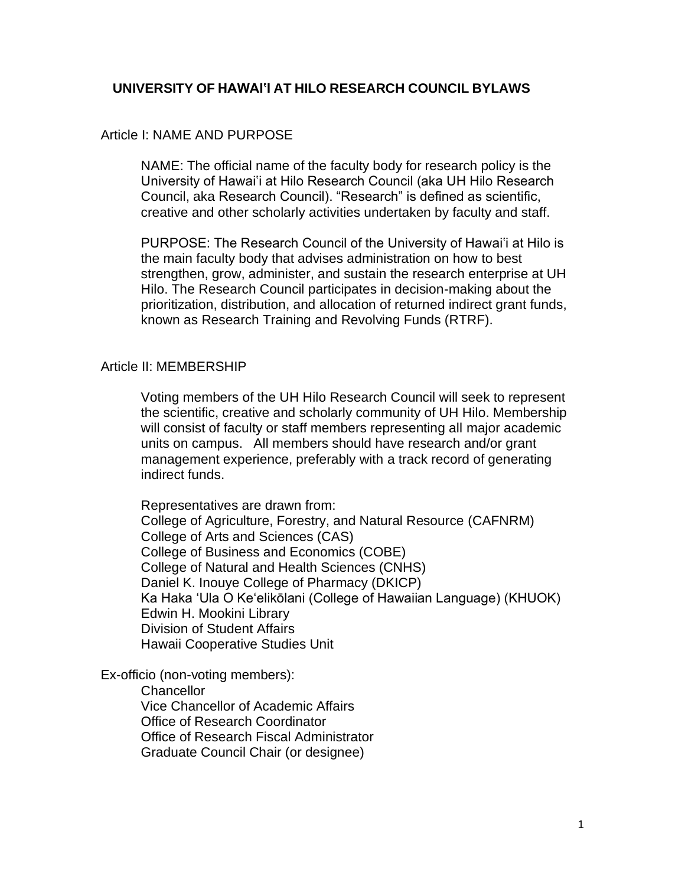# UNIVERSITY OF HAWAIʻI AT HILO RESEARCH COUNCIL BYLAWS

## Article I: NAME AND PURPOSE

NAME: The official name of the faculty body for research policy is the University of Hawaiʻi at Hilo Research Council (aka UH Hilo Research Council, aka Research Council). "Research" is defined as scientific, creative and other scholarly activities undertaken by faculty and staff.

PURPOSE: The Research Council of the University of Hawaiʻi at Hilo is the main faculty body that advises administration on how to best strengthen, grow, administer, and sustain the research enterprise at UH Hilo. The Research Council participates in decision-making about the prioritization, distribution, and allocation of returned indirect grant funds, known as Research Training and Revolving Funds (RTRF).

## Article II: MEMBERSHIP

Voting members of the UH Hilo Research Council will seek to represent the scientific, creative and scholarly community of UH Hilo. Membership will consist of faculty or staff members representing all major academic units on campus. All members should have research and/or grant management experience, preferably with a track record of generating indirect funds.

Representatives are drawn from:
College of Agriculture, Forestry, and Natural Resource (CAFNRM)
College of Arts and Sciences (CAS)
College of Business and Economics (COBE)
College of Natural and Health Sciences (CNHS)
Daniel K. Inouye College of Pharmacy (DKICP)
Ka Haka ʻUla O Keʻelikōlani (College of Hawaiian Language) (KHUOK)
Edwin H. Mookini Library
Division of Student Affairs
Hawaii Cooperative Studies Unit

Ex-officio (non-voting members):
Chancellor
Vice Chancellor of Academic Affairs
Office of Research Coordinator
Office of Research Fiscal Administrator
Graduate Council Chair (or designee)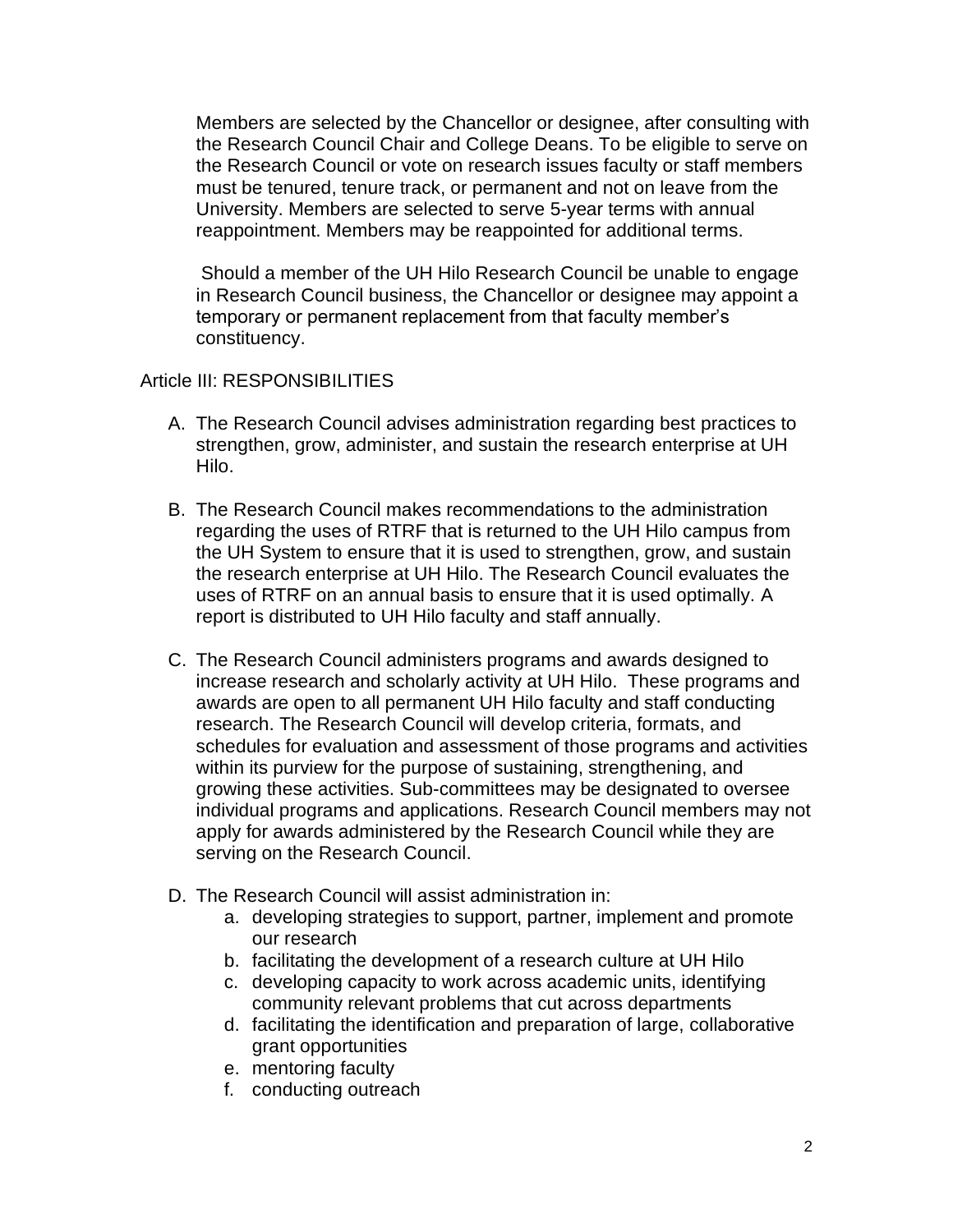Members are selected by the Chancellor or designee, after consulting with the Research Council Chair and College Deans. To be eligible to serve on the Research Council or vote on research issues faculty or staff members must be tenured, tenure track, or permanent and not on leave from the University. Members are selected to serve 5-year terms with annual reappointment. Members may be reappointed for additional terms.

Should a member of the UH Hilo Research Council be unable to engage in Research Council business, the Chancellor or designee may appoint a temporary or permanent replacement from that faculty member's constituency.

## Article III: RESPONSIBILITIES

A. The Research Council advises administration regarding best practices to strengthen, grow, administer, and sustain the research enterprise at UH Hilo.

B. The Research Council makes recommendations to the administration regarding the uses of RTRF that is returned to the UH Hilo campus from the UH System to ensure that it is used to strengthen, grow, and sustain the research enterprise at UH Hilo. The Research Council evaluates the uses of RTRF on an annual basis to ensure that it is used optimally. A report is distributed to UH Hilo faculty and staff annually.

C. The Research Council administers programs and awards designed to increase research and scholarly activity at UH Hilo. These programs and awards are open to all permanent UH Hilo faculty and staff conducting research. The Research Council will develop criteria, formats, and schedules for evaluation and assessment of those programs and activities within its purview for the purpose of sustaining, strengthening, and growing these activities. Sub-committees may be designated to oversee individual programs and applications. Research Council members may not apply for awards administered by the Research Council while they are serving on the Research Council.

D. The Research Council will assist administration in:
   a. developing strategies to support, partner, implement and promote our research
   b. facilitating the development of a research culture at UH Hilo
   c. developing capacity to work across academic units, identifying community relevant problems that cut across departments
   d. facilitating the identification and preparation of large, collaborative grant opportunities
   e. mentoring faculty
   f. conducting outreach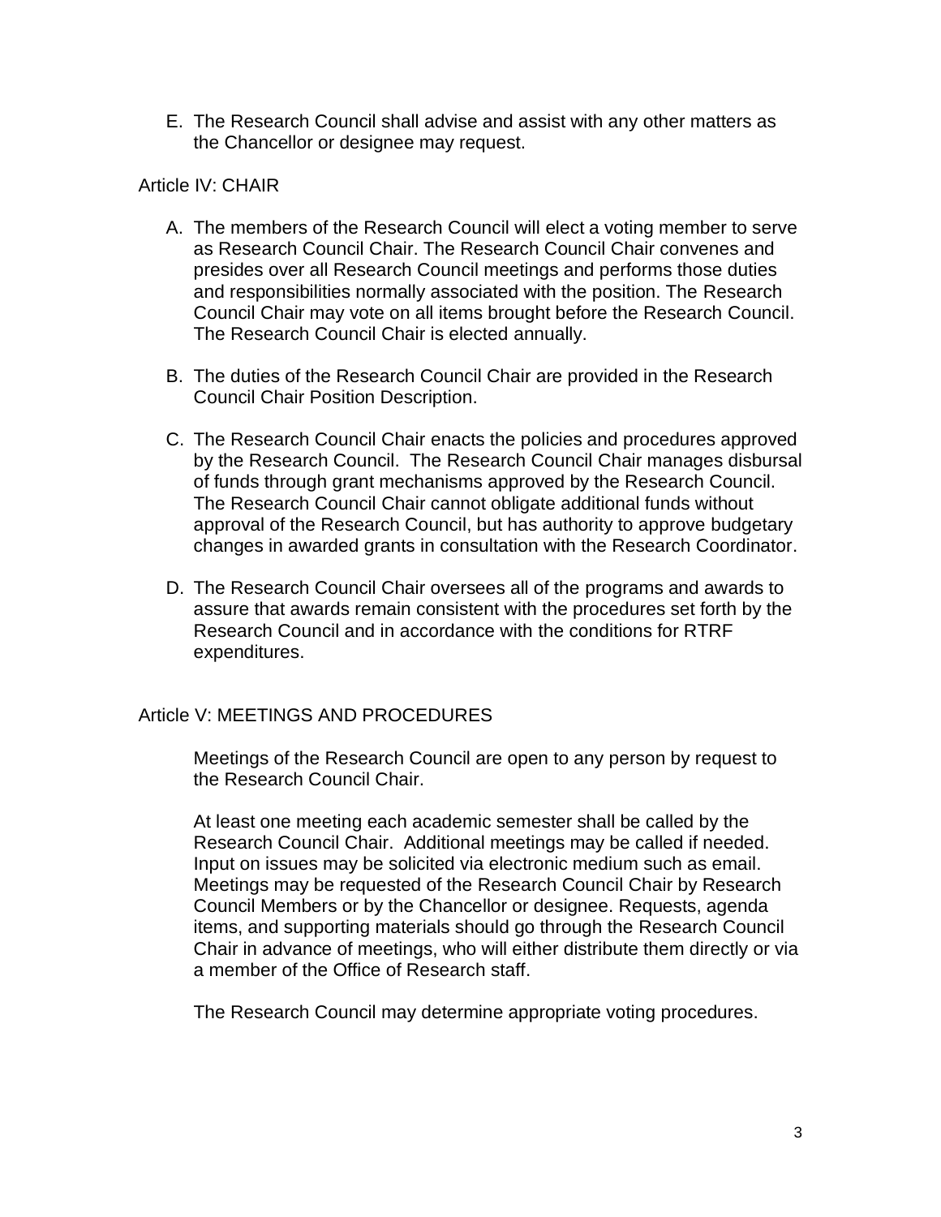E. The Research Council shall advise and assist with any other matters as the Chancellor or designee may request.

## Article IV: CHAIR

A. The members of the Research Council will elect a voting member to serve as Research Council Chair. The Research Council Chair convenes and presides over all Research Council meetings and performs those duties and responsibilities normally associated with the position. The Research Council Chair may vote on all items brought before the Research Council. The Research Council Chair is elected annually.

B. The duties of the Research Council Chair are provided in the Research Council Chair Position Description.

C. The Research Council Chair enacts the policies and procedures approved by the Research Council. The Research Council Chair manages disbursal of funds through grant mechanisms approved by the Research Council. The Research Council Chair cannot obligate additional funds without approval of the Research Council, but has authority to approve budgetary changes in awarded grants in consultation with the Research Coordinator.

D. The Research Council Chair oversees all of the programs and awards to assure that awards remain consistent with the procedures set forth by the Research Council and in accordance with the conditions for RTRF expenditures.

## Article V: MEETINGS AND PROCEDURES

Meetings of the Research Council are open to any person by request to the Research Council Chair.

At least one meeting each academic semester shall be called by the Research Council Chair. Additional meetings may be called if needed. Input on issues may be solicited via electronic medium such as email. Meetings may be requested of the Research Council Chair by Research Council Members or by the Chancellor or designee. Requests, agenda items, and supporting materials should go through the Research Council Chair in advance of meetings, who will either distribute them directly or via a member of the Office of Research staff.

The Research Council may determine appropriate voting procedures.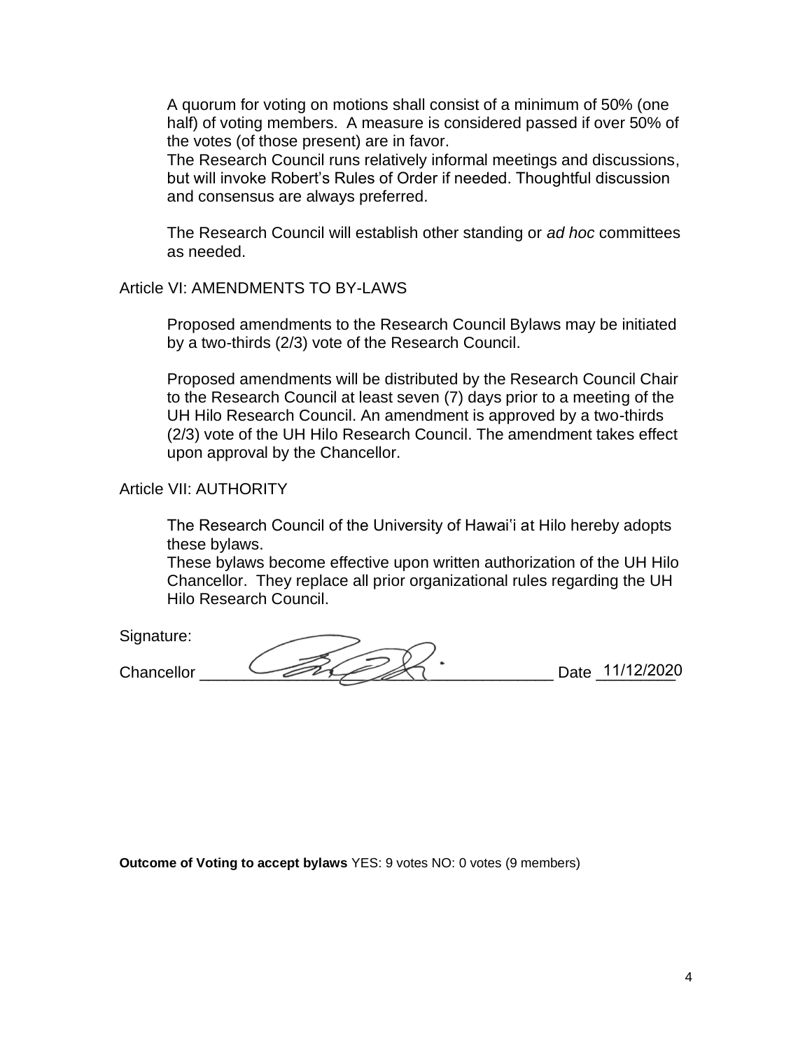A quorum for voting on motions shall consist of a minimum of 50% (one half) of voting members. A measure is considered passed if over 50% of the votes (of those present) are in favor.

The Research Council runs relatively informal meetings and discussions, but will invoke Robert's Rules of Order if needed. Thoughtful discussion and consensus are always preferred.

The Research Council will establish other standing or *ad hoc* committees as needed.

Article VI: AMENDMENTS TO BY-LAWS

Proposed amendments to the Research Council Bylaws may be initiated by a two-thirds (2/3) vote of the Research Council.

Proposed amendments will be distributed by the Research Council Chair to the Research Council at least seven (7) days prior to a meeting of the UH Hilo Research Council. An amendment is approved by a two-thirds (2/3) vote of the UH Hilo Research Council. The amendment takes effect upon approval by the Chancellor.

Article VII: AUTHORITY

The Research Council of the University of Hawaiʻi at Hilo hereby adopts these bylaws.

These bylaws become effective upon written authorization of the UH Hilo Chancellor. They replace all prior organizational rules regarding the UH Hilo Research Council.

Signature:

Chancellor ______________________________________ Date 11/12/2020

**Outcome of Voting to accept bylaws** YES: 9 votes NO: 0 votes (9 members)